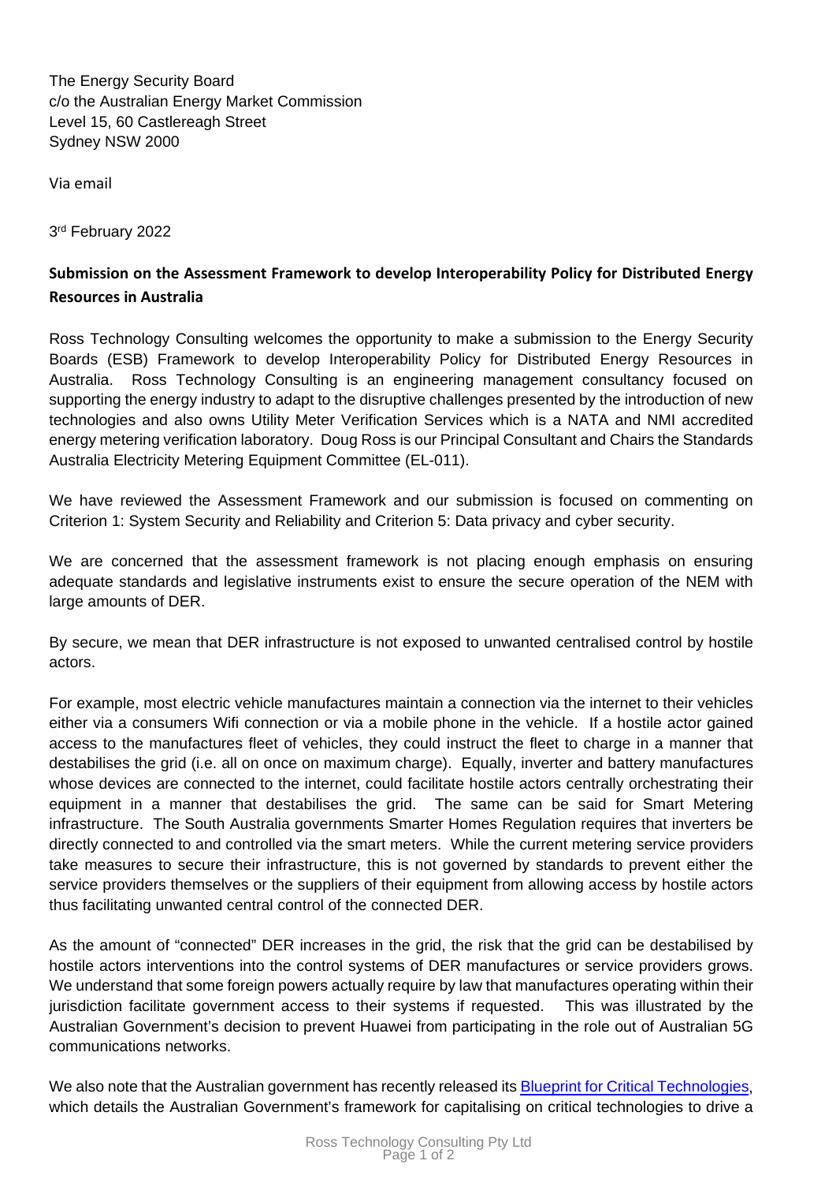The Energy Security Board
c/o the Australian Energy Market Commission
Level 15, 60 Castlereagh Street
Sydney NSW 2000

Via email

3rd February 2022

**Submission on the Assessment Framework to develop Interoperability Policy for Distributed Energy Resources in Australia**

Ross Technology Consulting welcomes the opportunity to make a submission to the Energy Security Boards (ESB) Framework to develop Interoperability Policy for Distributed Energy Resources in Australia. Ross Technology Consulting is an engineering management consultancy focused on supporting the energy industry to adapt to the disruptive challenges presented by the introduction of new technologies and also owns Utility Meter Verification Services which is a NATA and NMI accredited energy metering verification laboratory. Doug Ross is our Principal Consultant and Chairs the Standards Australia Electricity Metering Equipment Committee (EL-011).

We have reviewed the Assessment Framework and our submission is focused on commenting on Criterion 1: System Security and Reliability and Criterion 5: Data privacy and cyber security.

We are concerned that the assessment framework is not placing enough emphasis on ensuring adequate standards and legislative instruments exist to ensure the secure operation of the NEM with large amounts of DER.

By secure, we mean that DER infrastructure is not exposed to unwanted centralised control by hostile actors.

For example, most electric vehicle manufactures maintain a connection via the internet to their vehicles either via a consumers Wifi connection or via a mobile phone in the vehicle. If a hostile actor gained access to the manufactures fleet of vehicles, they could instruct the fleet to charge in a manner that destabilises the grid (i.e. all on once on maximum charge). Equally, inverter and battery manufactures whose devices are connected to the internet, could facilitate hostile actors centrally orchestrating their equipment in a manner that destabilises the grid. The same can be said for Smart Metering infrastructure. The South Australia governments Smarter Homes Regulation requires that inverters be directly connected to and controlled via the smart meters. While the current metering service providers take measures to secure their infrastructure, this is not governed by standards to prevent either the service providers themselves or the suppliers of their equipment from allowing access by hostile actors thus facilitating unwanted central control of the connected DER.

As the amount of "connected" DER increases in the grid, the risk that the grid can be destabilised by hostile actors interventions into the control systems of DER manufactures or service providers grows. We understand that some foreign powers actually require by law that manufactures operating within their jurisdiction facilitate government access to their systems if requested. This was illustrated by the Australian Government's decision to prevent Huawei from participating in the role out of Australian 5G communications networks.

We also note that the Australian government has recently released its Blueprint for Critical Technologies, which details the Australian Government's framework for capitalising on critical technologies to drive a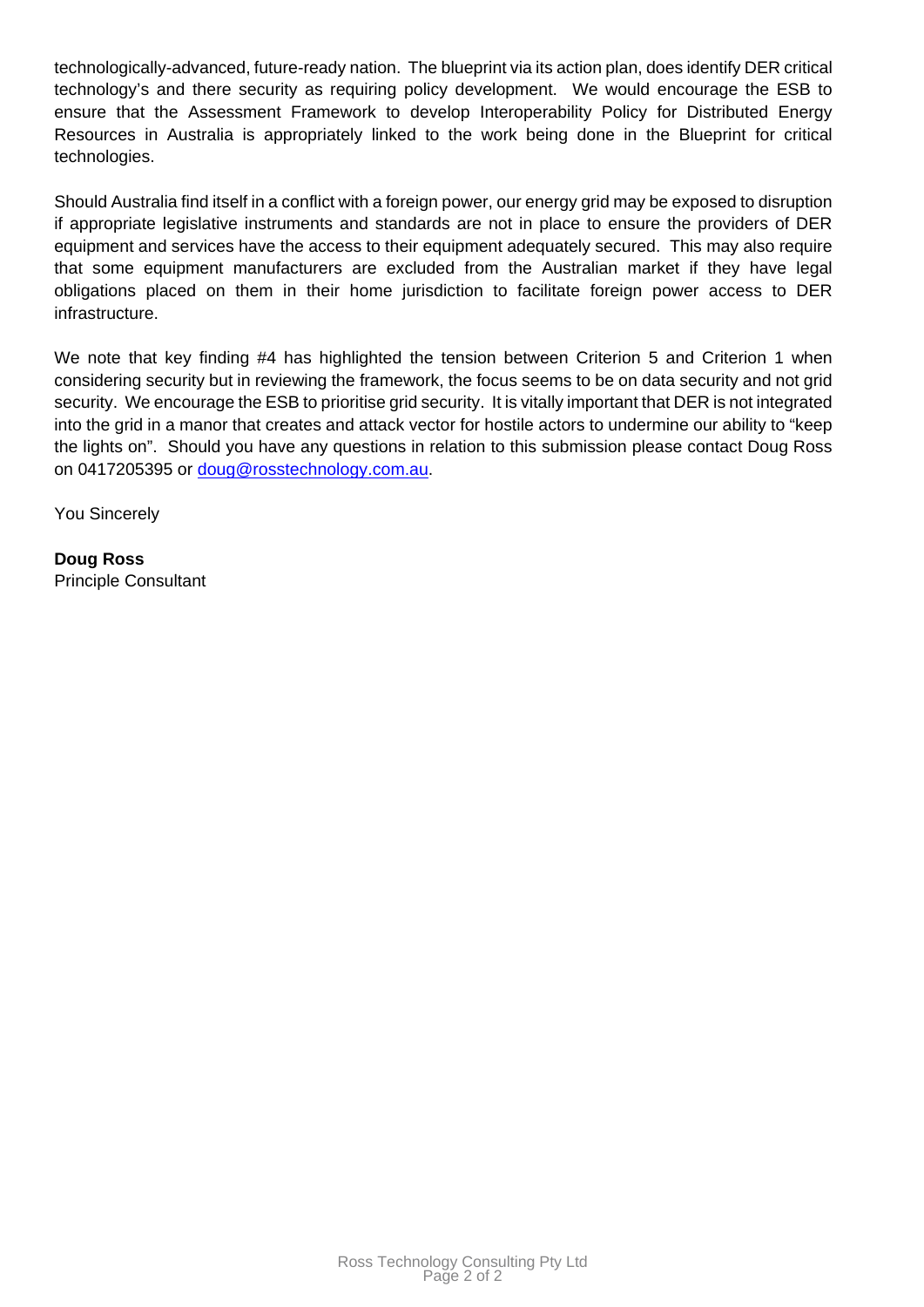technologically-advanced, future-ready nation. The blueprint via its action plan, does identify DER critical technology's and there security as requiring policy development. We would encourage the ESB to ensure that the Assessment Framework to develop Interoperability Policy for Distributed Energy Resources in Australia is appropriately linked to the work being done in the Blueprint for critical technologies.

Should Australia find itself in a conflict with a foreign power, our energy grid may be exposed to disruption if appropriate legislative instruments and standards are not in place to ensure the providers of DER equipment and services have the access to their equipment adequately secured. This may also require that some equipment manufacturers are excluded from the Australian market if they have legal obligations placed on them in their home jurisdiction to facilitate foreign power access to DER infrastructure.

We note that key finding #4 has highlighted the tension between Criterion 5 and Criterion 1 when considering security but in reviewing the framework, the focus seems to be on data security and not grid security. We encourage the ESB to prioritise grid security. It is vitally important that DER is not integrated into the grid in a manor that creates and attack vector for hostile actors to undermine our ability to "keep the lights on". Should you have any questions in relation to this submission please contact Doug Ross on 0417205395 or [doug@rosstechnology.com.au](mailto:doug@rosstechnology.com.au).

You Sincerely

**Doug Ross**
Principle Consultant